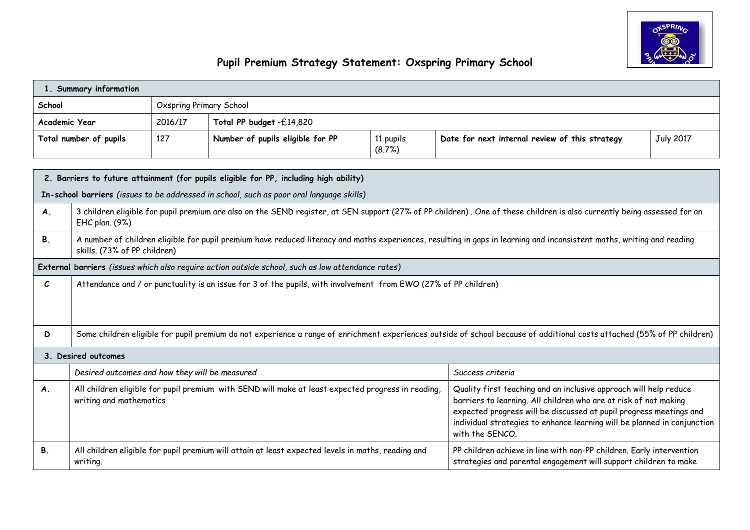# Pupil Premium Strategy Statement: Oxspring Primary School

| 1. Summary information | | | | | |
|---|---|---|---|---|---|
| **School** | Oxspring Primary School | | | | |
| **Academic Year** | 2016/17 | **Total PP budget** -£14,820 | | | |
| **Total number of pupils** | 127 | **Number of pupils eligible for PP** | 11 pupils (8.7%) | **Date for next internal review of this strategy** | July 2017 |

| 2. Barriers to future attainment (for pupils eligible for PP, including high ability) | | |
|---|---|---|
| **In-school barriers** *(issues to be addressed in school, such as poor oral language skills)* | | |
| **A.** | 3 children eligible for pupil premium are also on the SEND register, at SEN support (27% of PP children) . One of these children is also currently being assessed for an EHC plan. (9%) | |
| **B.** | A number of children eligible for pupil premium have reduced literacy and maths experiences, resulting in gaps in learning and inconsistent maths, writing and reading skills. (73% of PP children) | |
| **External barriers** *(issues which also require action outside school, such as low attendance rates)* | | |
| **C** | Attendance and / or punctuality is an issue for 3 of the pupils, with involvement from EWO (27% of PP children) | |
| **D** | Some children eligible for pupil premium do not experience a range of enrichment experiences outside of school because of additional costs attached (55% of PP children) | |
| **3. Desired outcomes** | | |
| | *Desired outcomes and how they will be measured* | *Success criteria* |
| **A.** | All children eligible for pupil premium with SEND will make at least expected progress in reading, writing and mathematics | Quality first teaching and an inclusive approach will help reduce barriers to learning. All children who are at risk of not making expected progress will be discussed at pupil progress meetings and individual strategies to enhance learning will be planned in conjunction with the SENCO. |
| **B.** | All children eligible for pupil premium will attain at least expected levels in maths, reading and writing. | PP children achieve in line with non-PP children. Early intervention strategies and parental engagement will support children to make |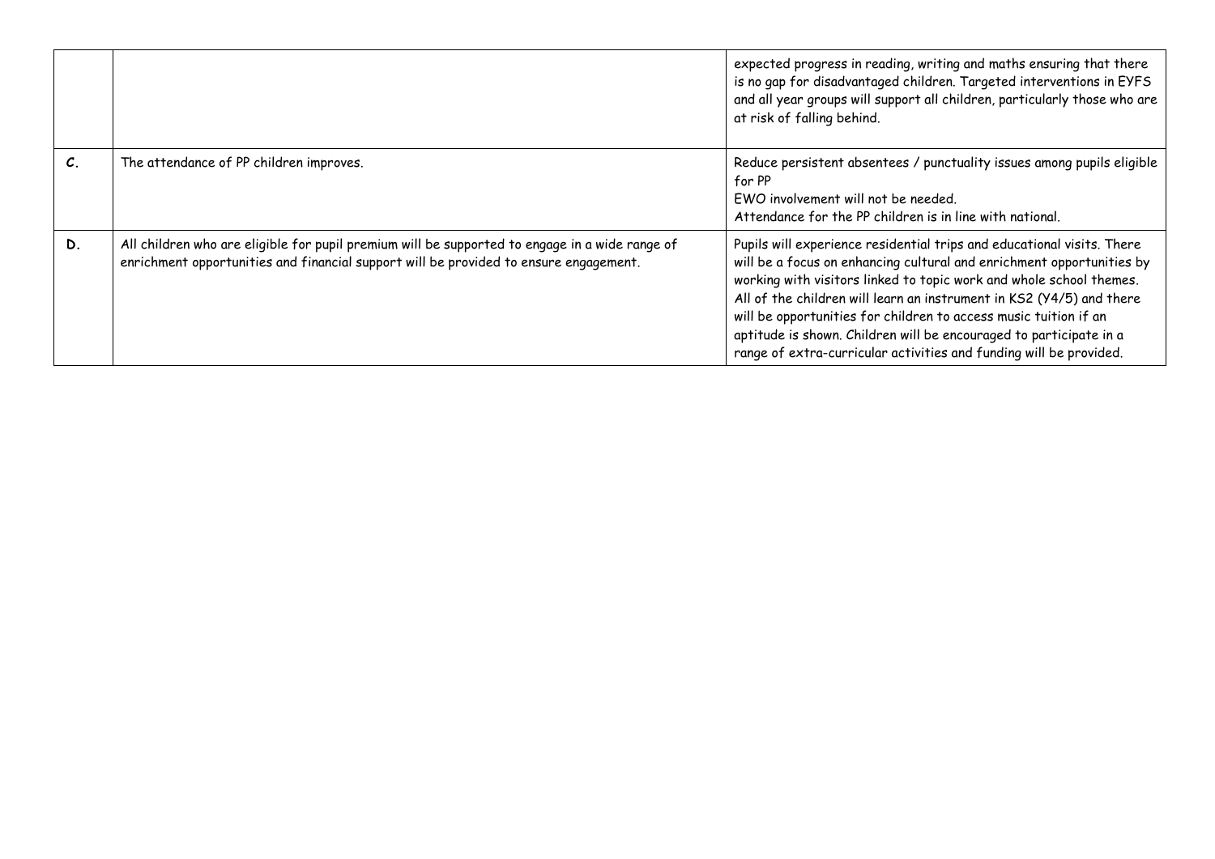| | | |
|---|---|---|
| | | expected progress in reading, writing and maths ensuring that there is no gap for disadvantaged children. Targeted interventions in EYFS and all year groups will support all children, particularly those who are at risk of falling behind. |
| **C.** | The attendance of PP children improves. | Reduce persistent absentees / punctuality issues among pupils eligible for PP<br>EWO involvement will not be needed.<br>Attendance for the PP children is in line with national. |
| **D.** | All children who are eligible for pupil premium will be supported to engage in a wide range of enrichment opportunities and financial support will be provided to ensure engagement. | Pupils will experience residential trips and educational visits. There will be a focus on enhancing cultural and enrichment opportunities by working with visitors linked to topic work and whole school themes. All of the children will learn an instrument in KS2 (Y4/5) and there will be opportunities for children to access music tuition if an aptitude is shown. Children will be encouraged to participate in a range of extra-curricular activities and funding will be provided. |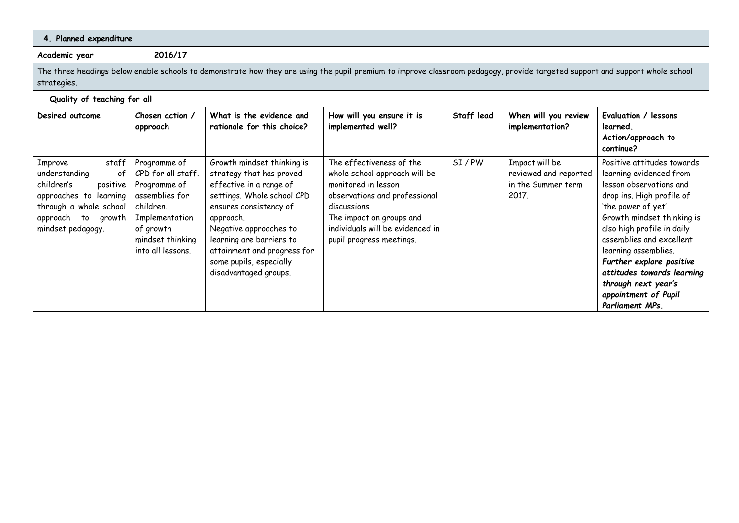## 4. Planned expenditure

| Academic year | 2016/17 |
| --- | --- |

The three headings below enable schools to demonstrate how they are using the pupil premium to improve classroom pedagogy, provide targeted support and support whole school strategies.

### Quality of teaching for all

| Desired outcome | Chosen action / approach | What is the evidence and rationale for this choice? | How will you ensure it is implemented well? | Staff lead | When will you review implementation? | Evaluation / lessons learned. Action/approach to continue? |
| --- | --- | --- | --- | --- | --- | --- |
| Improve staff understanding of children's positive approaches to learning through a whole school approach to growth mindset pedagogy. | Programme of CPD for all staff. Programme of assemblies for children. Implementation of growth mindset thinking into all lessons. | Growth mindset thinking is strategy that has proved effective in a range of settings. Whole school CPD ensures consistency of approach. Negative approaches to learning are barriers to attainment and progress for some pupils, especially disadvantaged groups. | The effectiveness of the whole school approach will be monitored in lesson observations and professional discussions. The impact on groups and individuals will be evidenced in pupil progress meetings. | SI / PW | Impact will be reviewed and reported in the Summer term 2017. | Positive attitudes towards learning evidenced from lesson observations and drop ins. High profile of 'the power of yet'. Growth mindset thinking is also high profile in daily assemblies and excellent learning assemblies. ***Further explore positive attitudes towards learning through next year's appointment of Pupil Parliament MPs.*** |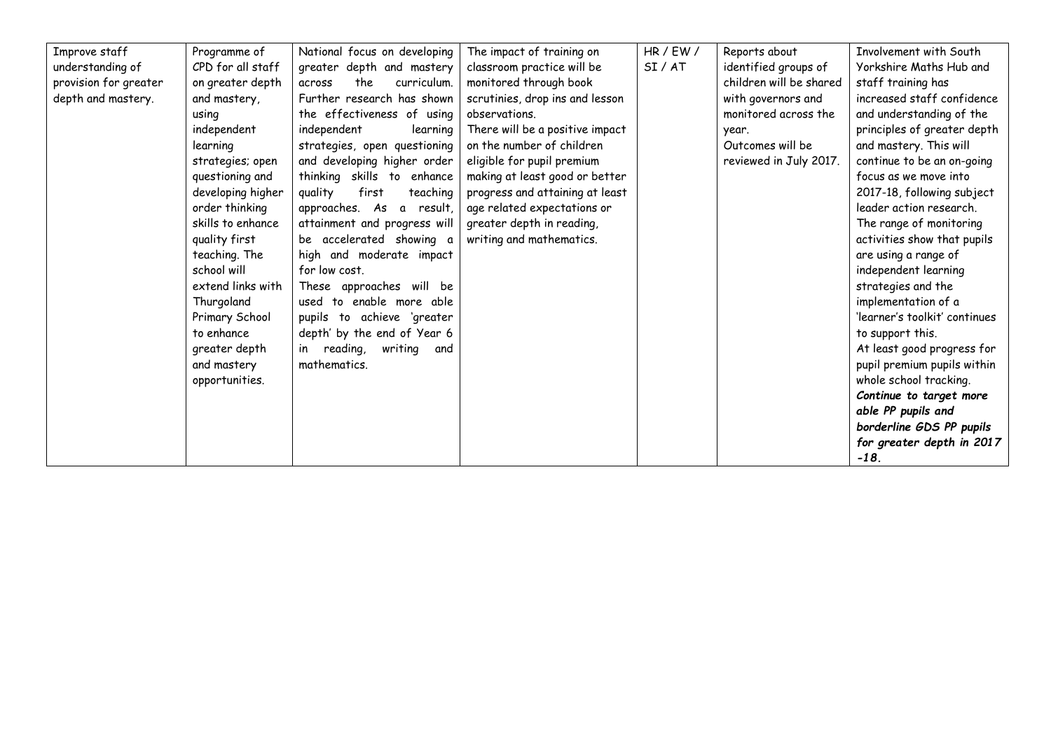| | | | | | | |
|---|---|---|---|---|---|---|
| Improve staff understanding of provision for greater depth and mastery. | Programme of CPD for all staff on greater depth and mastery, using independent learning strategies; open questioning and developing higher order thinking skills to enhance quality first teaching. The school will extend links with Thurgoland Primary School to enhance greater depth and mastery opportunities. | National focus on developing greater depth and mastery across the curriculum. Further research has shown the effectiveness of using independent learning strategies, open questioning and developing higher order thinking skills to enhance quality first teaching approaches. As a result, attainment and progress will be accelerated showing a high and moderate impact for low cost.<br>These approaches will be used to enable more able pupils to achieve 'greater depth' by the end of Year 6 in reading, writing and mathematics. | The impact of training on classroom practice will be monitored through book scrutinies, drop ins and lesson observations.<br>There will be a positive impact on the number of children eligible for pupil premium making at least good or better progress and attaining at least age related expectations or greater depth in reading, writing and mathematics. | HR / EW / SI / AT | Reports about identified groups of children will be shared with governors and monitored across the year.<br>Outcomes will be reviewed in July 2017. | Involvement with South Yorkshire Maths Hub and staff training has increased staff confidence and understanding of the principles of greater depth and mastery. This will continue to be an on-going focus as we move into 2017-18, following subject leader action research.<br>The range of monitoring activities show that pupils are using a range of independent learning strategies and the implementation of a 'learner's toolkit' continues to support this.<br>At least good progress for pupil premium pupils within whole school tracking.<br>***Continue to target more able PP pupils and borderline GDS PP pupils for greater depth in 2017 -18.*** |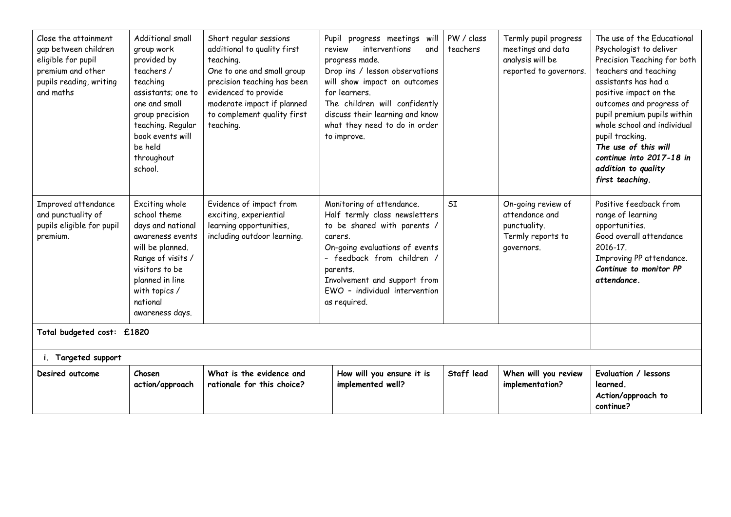| | | | | | | |
|---|---|---|---|---|---|---|
| Close the attainment gap between children eligible for pupil premium and other pupils reading, writing and maths | Additional small group work provided by teachers / teaching assistants; one to one and small group precision teaching. Regular book events will be held throughout school. | Short regular sessions additional to quality first teaching. One to one and small group precision teaching has been evidenced to provide moderate impact if planned to complement quality first teaching. | Pupil progress meetings will review interventions and progress made. Drop ins / lesson observations will show impact on outcomes for learners. The children will confidently discuss their learning and know what they need to do in order to improve. | PW / class teachers | Termly pupil progress meetings and data analysis will be reported to governors. | The use of the Educational Psychologist to deliver Precision Teaching for both teachers and teaching assistants has had a positive impact on the outcomes and progress of pupil premium pupils within whole school and individual pupil tracking. ***The use of this will continue into 2017-18 in addition to quality first teaching.*** |
| Improved attendance and punctuality of pupils eligible for pupil premium. | Exciting whole school theme days and national awareness events will be planned. Range of visits / visitors to be planned in line with topics / national awareness days. | Evidence of impact from exciting, experiential learning opportunities, including outdoor learning. | Monitoring of attendance. Half termly class newsletters to be shared with parents / carers. On-going evaluations of events – feedback from children / parents. Involvement and support from EWO – individual intervention as required. | SI | On-going review of attendance and punctuality. Termly reports to governors. | Positive feedback from range of learning opportunities. Good overall attendance 2016-17. Improving PP attendance. ***Continue to monitor PP attendance.*** |
| **Total budgeted cost: £1820** | | | | | | |
| **i. Targeted support** | | | | | | |
| **Desired outcome** | **Chosen action/approach** | **What is the evidence and rationale for this choice?** | **How will you ensure it is implemented well?** | **Staff lead** | **When will you review implementation?** | **Evaluation / lessons learned. Action/approach to continue?** |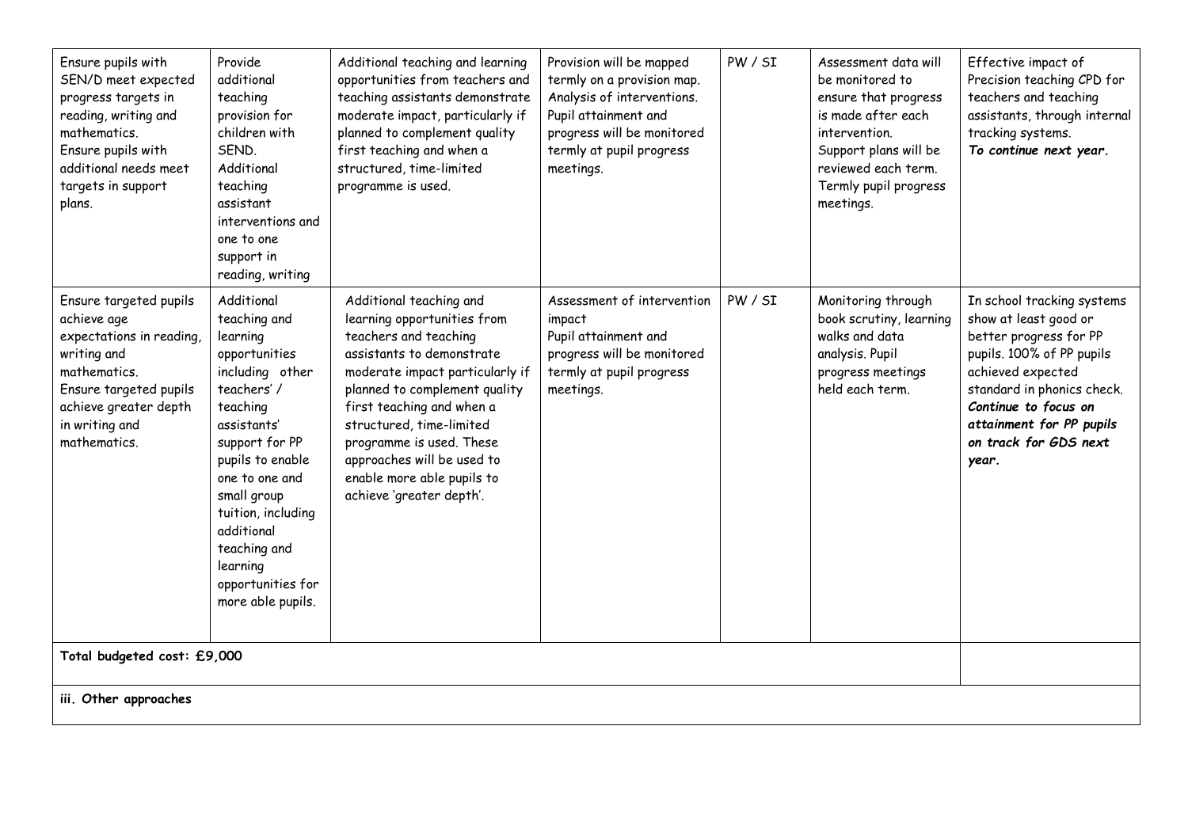| | | | | | | |
|---|---|---|---|---|---|---|
| Ensure pupils with SEN/D meet expected progress targets in reading, writing and mathematics. Ensure pupils with additional needs meet targets in support plans. | Provide additional teaching provision for children with SEND. Additional teaching assistant interventions and one to one support in reading, writing | Additional teaching and learning opportunities from teachers and teaching assistants demonstrate moderate impact, particularly if planned to complement quality first teaching and when a structured, time-limited programme is used. | Provision will be mapped termly on a provision map. Analysis of interventions. Pupil attainment and progress will be monitored termly at pupil progress meetings. | PW / SI | Assessment data will be monitored to ensure that progress is made after each intervention. Support plans will be reviewed each term. Termly pupil progress meetings. | Effective impact of Precision teaching CPD for teachers and teaching assistants, through internal tracking systems. ***To continue next year.*** |
| Ensure targeted pupils achieve age expectations in reading, writing and mathematics. Ensure targeted pupils achieve greater depth in writing and mathematics. | Additional teaching and learning opportunities including other teachers' / teaching assistants' support for PP pupils to enable one to one and small group tuition, including additional teaching and learning opportunities for more able pupils. | Additional teaching and learning opportunities from teachers and teaching assistants to demonstrate moderate impact particularly if planned to complement quality first teaching and when a structured, time-limited programme is used. These approaches will be used to enable more able pupils to achieve 'greater depth'. | Assessment of intervention impact Pupil attainment and progress will be monitored termly at pupil progress meetings. | PW / SI | Monitoring through book scrutiny, learning walks and data analysis. Pupil progress meetings held each term. | In school tracking systems show at least good or better progress for PP pupils. 100% of PP pupils achieved expected standard in phonics check. ***Continue to focus on attainment for PP pupils on track for GDS next year.*** |
| **Total budgeted cost: £9,000** | | | | | | |
| **iii. Other approaches** | | | | | | |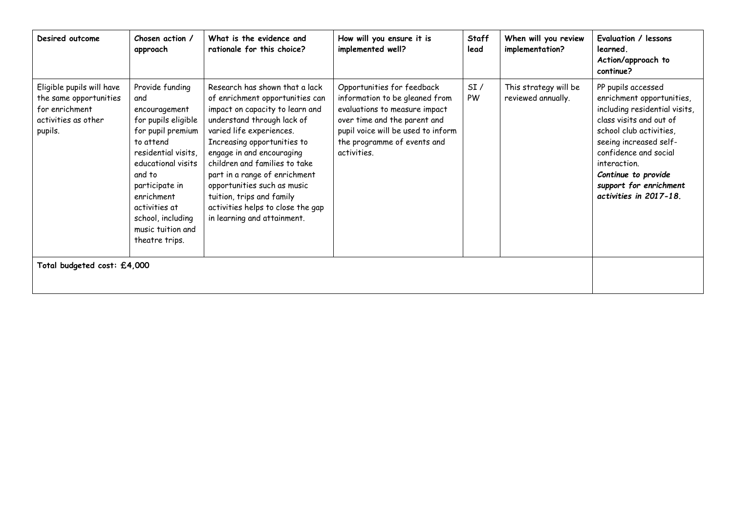| Desired outcome | Chosen action / approach | What is the evidence and rationale for this choice? | How will you ensure it is implemented well? | Staff lead | When will you review implementation? | Evaluation / lessons learned. Action/approach to continue? |
|---|---|---|---|---|---|---|
| Eligible pupils will have the same opportunities for enrichment activities as other pupils. | Provide funding and encouragement for pupils eligible for pupil premium to attend residential visits, educational visits and to participate in enrichment activities at school, including music tuition and theatre trips. | Research has shown that a lack of enrichment opportunities can impact on capacity to learn and understand through lack of varied life experiences. Increasing opportunities to engage in and encouraging children and families to take part in a range of enrichment opportunities such as music tuition, trips and family activities helps to close the gap in learning and attainment. | Opportunities for feedback information to be gleaned from evaluations to measure impact over time and the parent and pupil voice will be used to inform the programme of events and activities. | SI / PW | This strategy will be reviewed annually. | PP pupils accessed enrichment opportunities, including residential visits, class visits and out of school club activities, seeing increased self-confidence and social interaction. ***Continue to provide support for enrichment activities in 2017-18.*** |
| **Total budgeted cost: £4,000** | | | | | | |